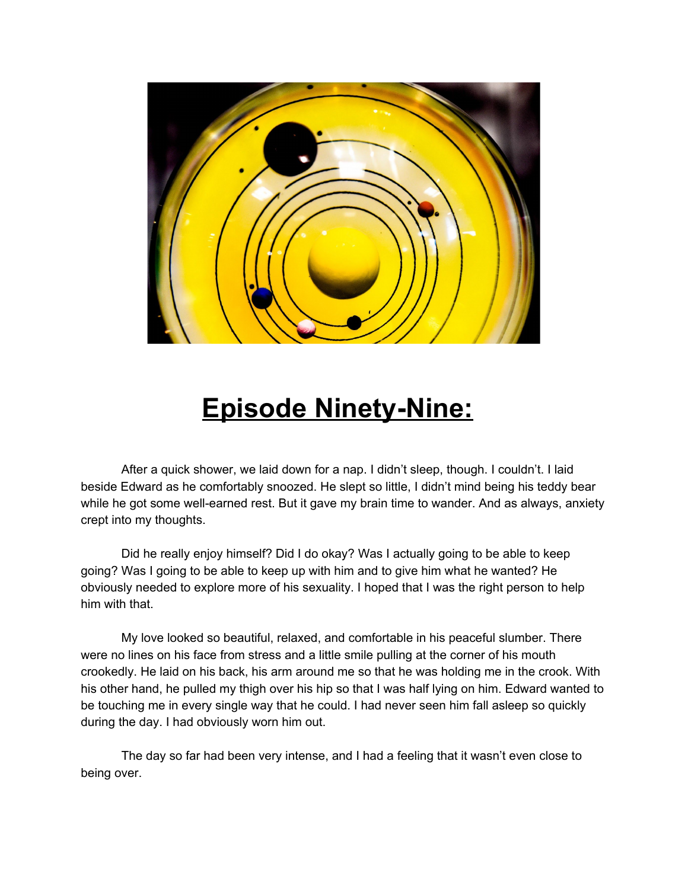# **Episode Ninety-Nine:**

After a quick shower, we laid down for a nap. I didn't sleep, though. I couldn't. I laid beside Edward as he comfortably snoozed. He slept so little, I didn't mind being his teddy bear while he got some well-earned rest. But it gave my brain time to wander. And as always, anxiety crept into my thoughts.

Did he really enjoy himself? Did I do okay? Was I actually going to be able to keep going? Was I going to be able to keep up with him and to give him what he wanted? He obviously needed to explore more of his sexuality. I hoped that I was the right person to help him with that.

My love looked so beautiful, relaxed, and comfortable in his peaceful slumber. There were no lines on his face from stress and a little smile pulling at the corner of his mouth crookedly. He laid on his back, his arm around me so that he was holding me in the crook. With his other hand, he pulled my thigh over his hip so that I was half lying on him. Edward wanted to be touching me in every single way that he could. I had never seen him fall asleep so quickly during the day. I had obviously worn him out.

The day so far had been very intense, and I had a feeling that it wasn't even close to being over.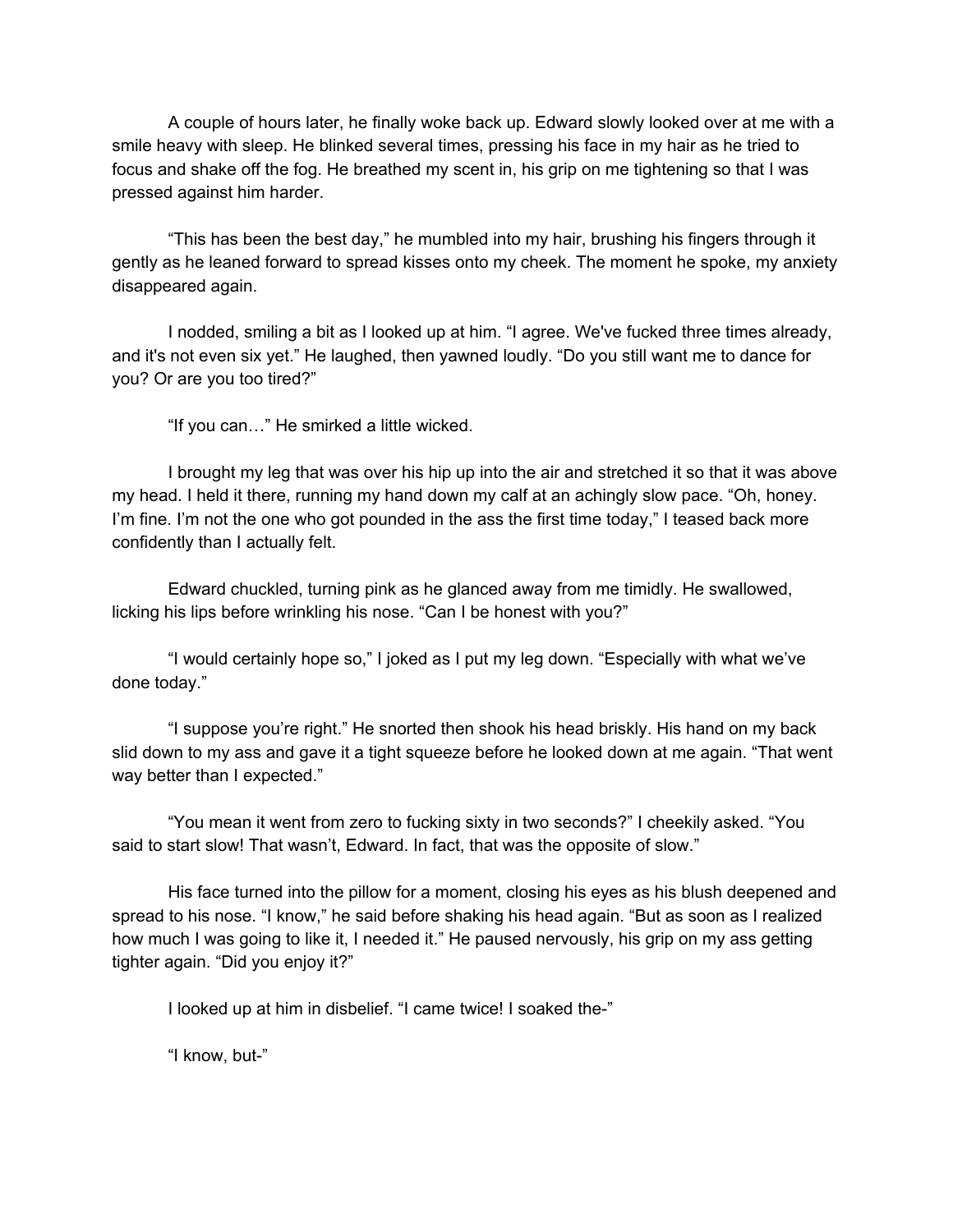A couple of hours later, he finally woke back up. Edward slowly looked over at me with a smile heavy with sleep. He blinked several times, pressing his face in my hair as he tried to focus and shake off the fog. He breathed my scent in, his grip on me tightening so that I was pressed against him harder.

"This has been the best day," he mumbled into my hair, brushing his fingers through it gently as he leaned forward to spread kisses onto my cheek. The moment he spoke, my anxiety disappeared again.

I nodded, smiling a bit as I looked up at him. "I agree. We've fucked three times already, and it's not even six yet." He laughed, then yawned loudly. "Do you still want me to dance for you? Or are you too tired?"

"If you can…" He smirked a little wicked.

I brought my leg that was over his hip up into the air and stretched it so that it was above my head. I held it there, running my hand down my calf at an achingly slow pace. "Oh, honey. I'm fine. I'm not the one who got pounded in the ass the first time today," I teased back more confidently than I actually felt.

Edward chuckled, turning pink as he glanced away from me timidly. He swallowed, licking his lips before wrinkling his nose. "Can I be honest with you?"

"I would certainly hope so," I joked as I put my leg down. "Especially with what we've done today."

"I suppose you're right." He snorted then shook his head briskly. His hand on my back slid down to my ass and gave it a tight squeeze before he looked down at me again. "That went way better than I expected."

"You mean it went from zero to fucking sixty in two seconds?" I cheekily asked. "You said to start slow! That wasn't, Edward. In fact, that was the opposite of slow."

His face turned into the pillow for a moment, closing his eyes as his blush deepened and spread to his nose. "I know," he said before shaking his head again. "But as soon as I realized how much I was going to like it, I needed it." He paused nervously, his grip on my ass getting tighter again. "Did you enjoy it?"

I looked up at him in disbelief. "I came twice! I soaked the-"

"I know, but-"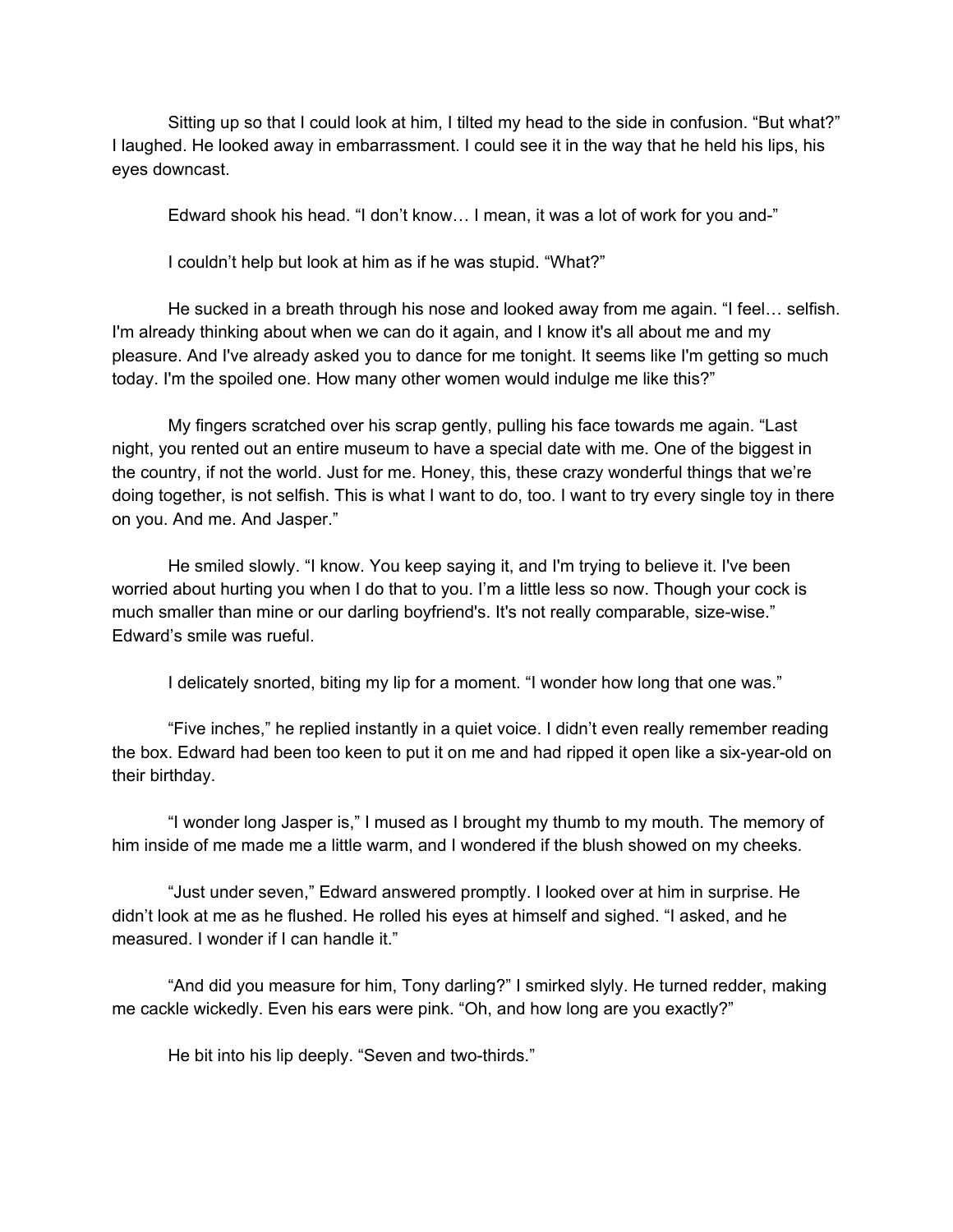Sitting up so that I could look at him, I tilted my head to the side in confusion. "But what?" I laughed. He looked away in embarrassment. I could see it in the way that he held his lips, his eyes downcast.

Edward shook his head. "I don't know… I mean, it was a lot of work for you and-"

I couldn't help but look at him as if he was stupid. "What?"

He sucked in a breath through his nose and looked away from me again. "I feel… selfish. I'm already thinking about when we can do it again, and I know it's all about me and my pleasure. And I've already asked you to dance for me tonight. It seems like I'm getting so much today. I'm the spoiled one. How many other women would indulge me like this?"

My fingers scratched over his scrap gently, pulling his face towards me again. "Last night, you rented out an entire museum to have a special date with me. One of the biggest in the country, if not the world. Just for me. Honey, this, these crazy wonderful things that we're doing together, is not selfish. This is what I want to do, too. I want to try every single toy in there on you. And me. And Jasper."

He smiled slowly. "I know. You keep saying it, and I'm trying to believe it. I've been worried about hurting you when I do that to you. I'm a little less so now. Though your cock is much smaller than mine or our darling boyfriend's. It's not really comparable, size-wise." Edward's smile was rueful.

I delicately snorted, biting my lip for a moment. "I wonder how long that one was."

"Five inches," he replied instantly in a quiet voice. I didn't even really remember reading the box. Edward had been too keen to put it on me and had ripped it open like a six-year-old on their birthday.

"I wonder long Jasper is," I mused as I brought my thumb to my mouth. The memory of him inside of me made me a little warm, and I wondered if the blush showed on my cheeks.

"Just under seven," Edward answered promptly. I looked over at him in surprise. He didn't look at me as he flushed. He rolled his eyes at himself and sighed. "I asked, and he measured. I wonder if I can handle it."

"And did you measure for him, Tony darling?" I smirked slyly. He turned redder, making me cackle wickedly. Even his ears were pink. "Oh, and how long are you exactly?"

He bit into his lip deeply. "Seven and two-thirds."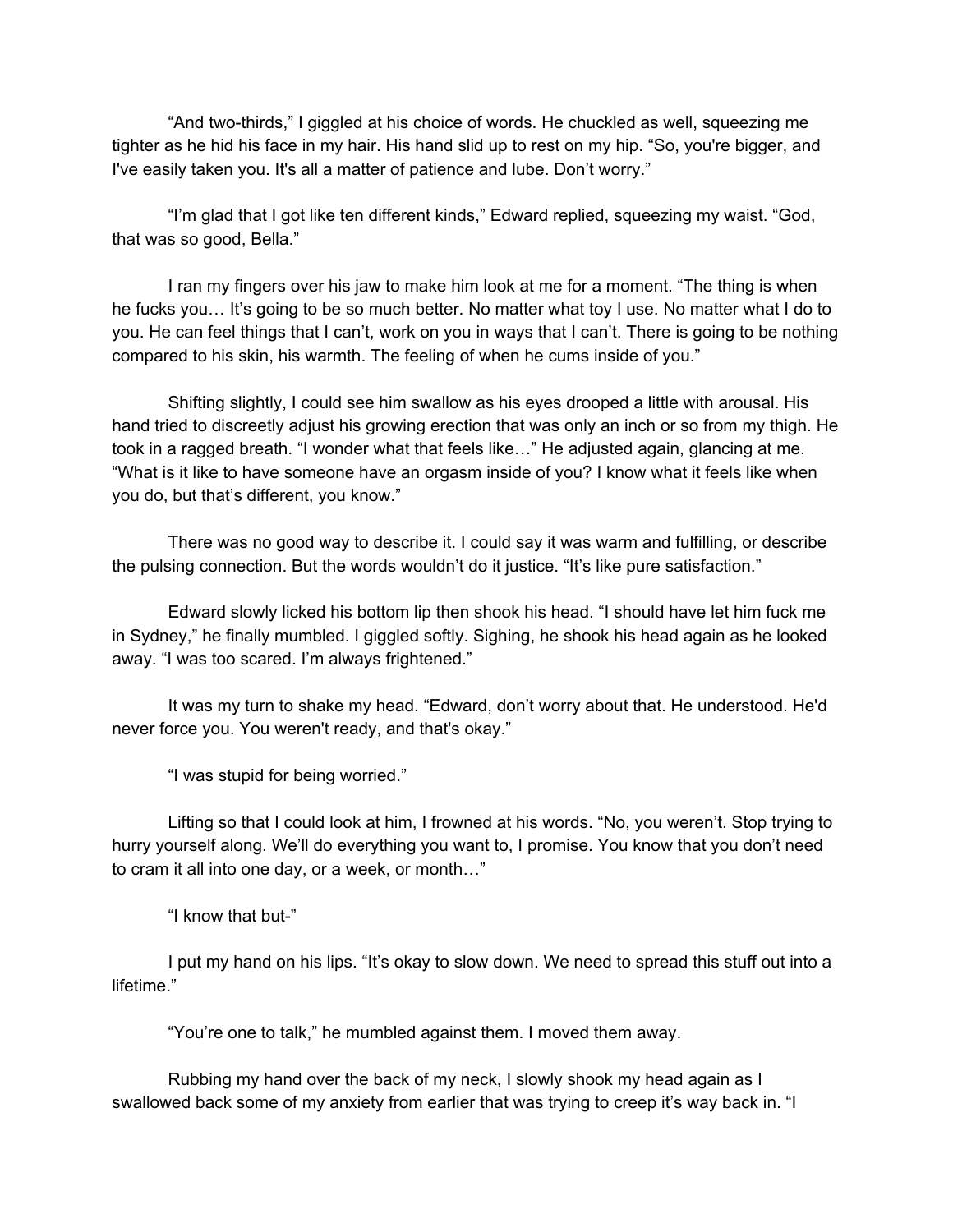"And two-thirds," I giggled at his choice of words. He chuckled as well, squeezing me tighter as he hid his face in my hair. His hand slid up to rest on my hip. "So, you're bigger, and I've easily taken you. It's all a matter of patience and lube. Don't worry."

"I'm glad that I got like ten different kinds," Edward replied, squeezing my waist. "God, that was so good, Bella."

I ran my fingers over his jaw to make him look at me for a moment. "The thing is when he fucks you… It's going to be so much better. No matter what toy I use. No matter what I do to you. He can feel things that I can't, work on you in ways that I can't. There is going to be nothing compared to his skin, his warmth. The feeling of when he cums inside of you."

Shifting slightly, I could see him swallow as his eyes drooped a little with arousal. His hand tried to discreetly adjust his growing erection that was only an inch or so from my thigh. He took in a ragged breath. "I wonder what that feels like…" He adjusted again, glancing at me. "What is it like to have someone have an orgasm inside of you? I know what it feels like when you do, but that's different, you know."

There was no good way to describe it. I could say it was warm and fulfilling, or describe the pulsing connection. But the words wouldn't do it justice. "It's like pure satisfaction."

Edward slowly licked his bottom lip then shook his head. "I should have let him fuck me in Sydney," he finally mumbled. I giggled softly. Sighing, he shook his head again as he looked away. "I was too scared. I'm always frightened."

It was my turn to shake my head. "Edward, don't worry about that. He understood. He'd never force you. You weren't ready, and that's okay."

"I was stupid for being worried."

Lifting so that I could look at him, I frowned at his words. "No, you weren't. Stop trying to hurry yourself along. We'll do everything you want to, I promise. You know that you don't need to cram it all into one day, or a week, or month…"

"I know that but-"

I put my hand on his lips. "It's okay to slow down. We need to spread this stuff out into a lifetime."

"You're one to talk," he mumbled against them. I moved them away.

Rubbing my hand over the back of my neck, I slowly shook my head again as I swallowed back some of my anxiety from earlier that was trying to creep it's way back in. "I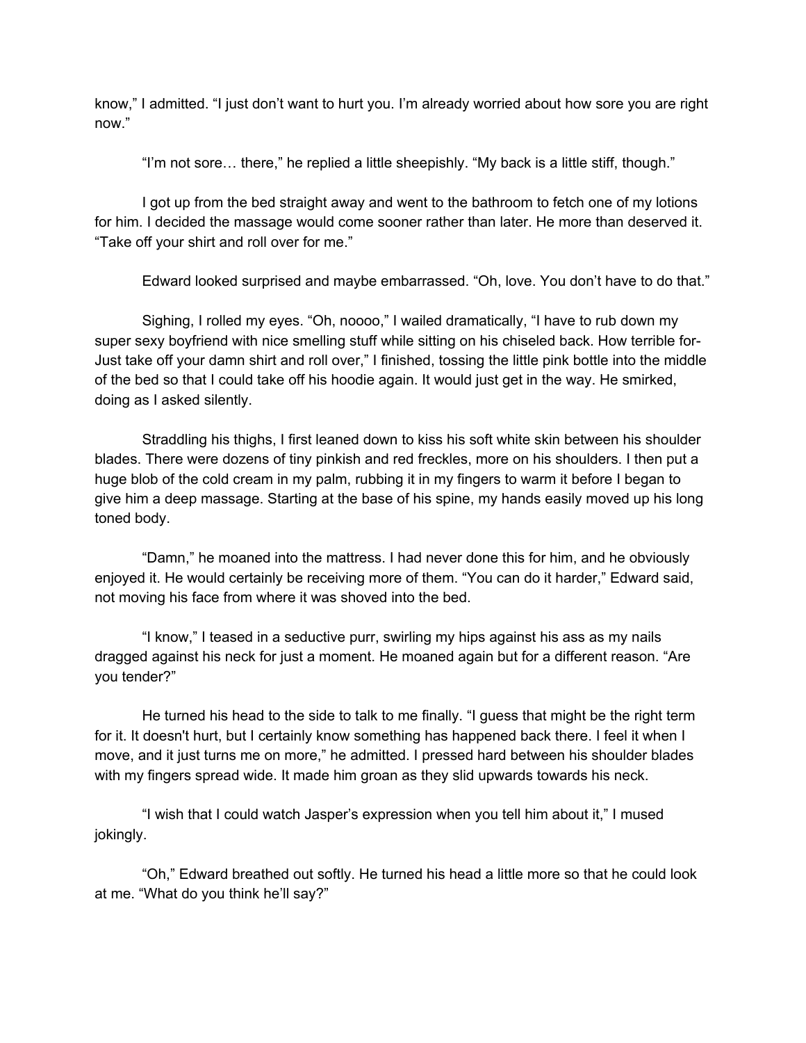know," I admitted. "I just don't want to hurt you. I'm already worried about how sore you are right now."

"I'm not sore… there," he replied a little sheepishly. "My back is a little stiff, though."

I got up from the bed straight away and went to the bathroom to fetch one of my lotions for him. I decided the massage would come sooner rather than later. He more than deserved it. "Take off your shirt and roll over for me."

Edward looked surprised and maybe embarrassed. "Oh, love. You don't have to do that."

Sighing, I rolled my eyes. "Oh, noooo," I wailed dramatically, "I have to rub down my super sexy boyfriend with nice smelling stuff while sitting on his chiseled back. How terrible for- Just take off your damn shirt and roll over," I finished, tossing the little pink bottle into the middle of the bed so that I could take off his hoodie again. It would just get in the way. He smirked, doing as I asked silently.

Straddling his thighs, I first leaned down to kiss his soft white skin between his shoulder blades. There were dozens of tiny pinkish and red freckles, more on his shoulders. I then put a huge blob of the cold cream in my palm, rubbing it in my fingers to warm it before I began to give him a deep massage. Starting at the base of his spine, my hands easily moved up his long toned body.

"Damn," he moaned into the mattress. I had never done this for him, and he obviously enjoyed it. He would certainly be receiving more of them. "You can do it harder," Edward said, not moving his face from where it was shoved into the bed.

"I know," I teased in a seductive purr, swirling my hips against his ass as my nails dragged against his neck for just a moment. He moaned again but for a different reason. "Are you tender?"

He turned his head to the side to talk to me finally. "I guess that might be the right term for it. It doesn't hurt, but I certainly know something has happened back there. I feel it when I move, and it just turns me on more," he admitted. I pressed hard between his shoulder blades with my fingers spread wide. It made him groan as they slid upwards towards his neck.

"I wish that I could watch Jasper's expression when you tell him about it," I mused jokingly.

"Oh," Edward breathed out softly. He turned his head a little more so that he could look at me. "What do you think he'll say?"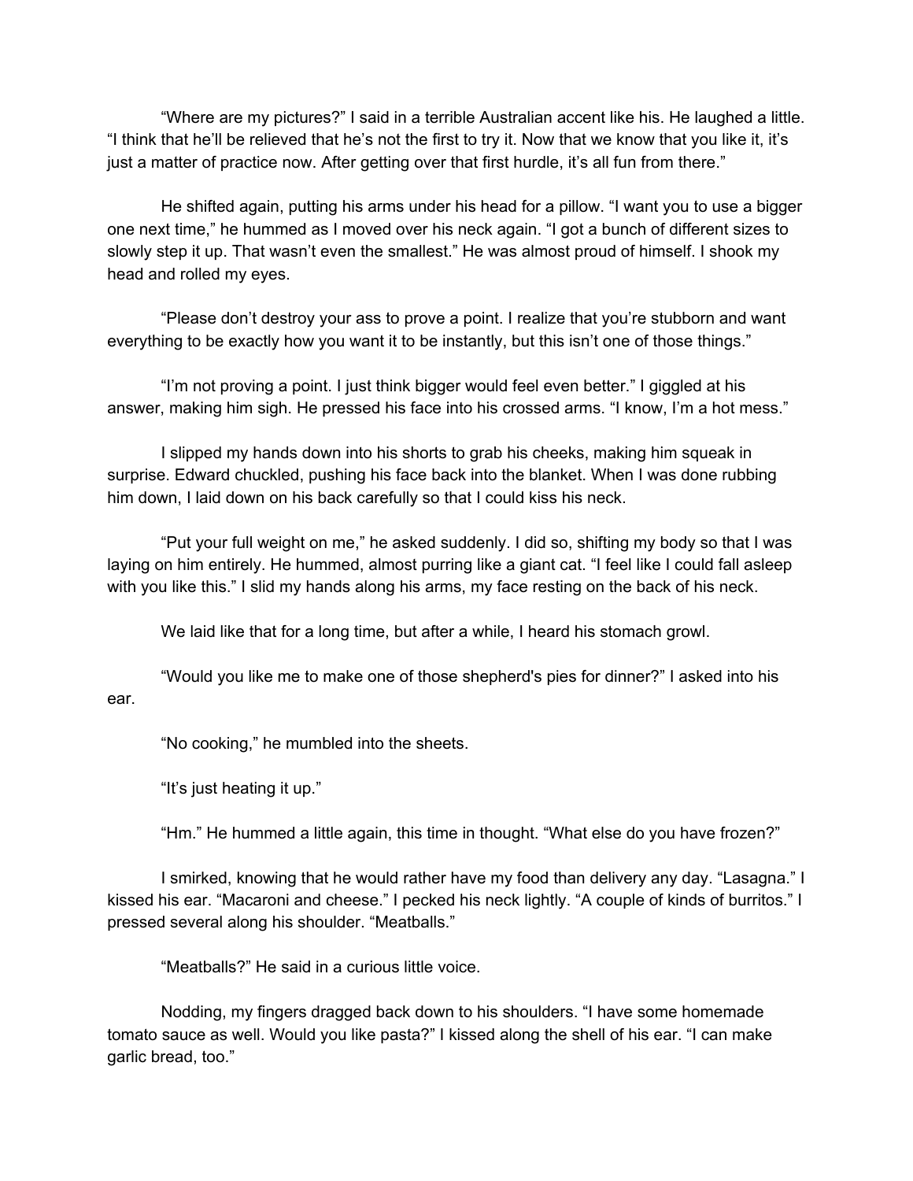"Where are my pictures?" I said in a terrible Australian accent like his. He laughed a little. "I think that he'll be relieved that he's not the first to try it. Now that we know that you like it, it's just a matter of practice now. After getting over that first hurdle, it's all fun from there."

He shifted again, putting his arms under his head for a pillow. "I want you to use a bigger one next time," he hummed as I moved over his neck again. "I got a bunch of different sizes to slowly step it up. That wasn't even the smallest." He was almost proud of himself. I shook my head and rolled my eyes.

"Please don't destroy your ass to prove a point. I realize that you're stubborn and want everything to be exactly how you want it to be instantly, but this isn't one of those things."

"I'm not proving a point. I just think bigger would feel even better." I giggled at his answer, making him sigh. He pressed his face into his crossed arms. "I know, I'm a hot mess."

I slipped my hands down into his shorts to grab his cheeks, making him squeak in surprise. Edward chuckled, pushing his face back into the blanket. When I was done rubbing him down, I laid down on his back carefully so that I could kiss his neck.

"Put your full weight on me," he asked suddenly. I did so, shifting my body so that I was laying on him entirely. He hummed, almost purring like a giant cat. "I feel like I could fall asleep with you like this." I slid my hands along his arms, my face resting on the back of his neck.

We laid like that for a long time, but after a while, I heard his stomach growl.

"Would you like me to make one of those shepherd's pies for dinner?" I asked into his ear.

"No cooking," he mumbled into the sheets.

"It's just heating it up."

"Hm." He hummed a little again, this time in thought. "What else do you have frozen?"

I smirked, knowing that he would rather have my food than delivery any day. "Lasagna." I kissed his ear. "Macaroni and cheese." I pecked his neck lightly. "A couple of kinds of burritos." I pressed several along his shoulder. "Meatballs."

"Meatballs?" He said in a curious little voice.

Nodding, my fingers dragged back down to his shoulders. "I have some homemade tomato sauce as well. Would you like pasta?" I kissed along the shell of his ear. "I can make garlic bread, too."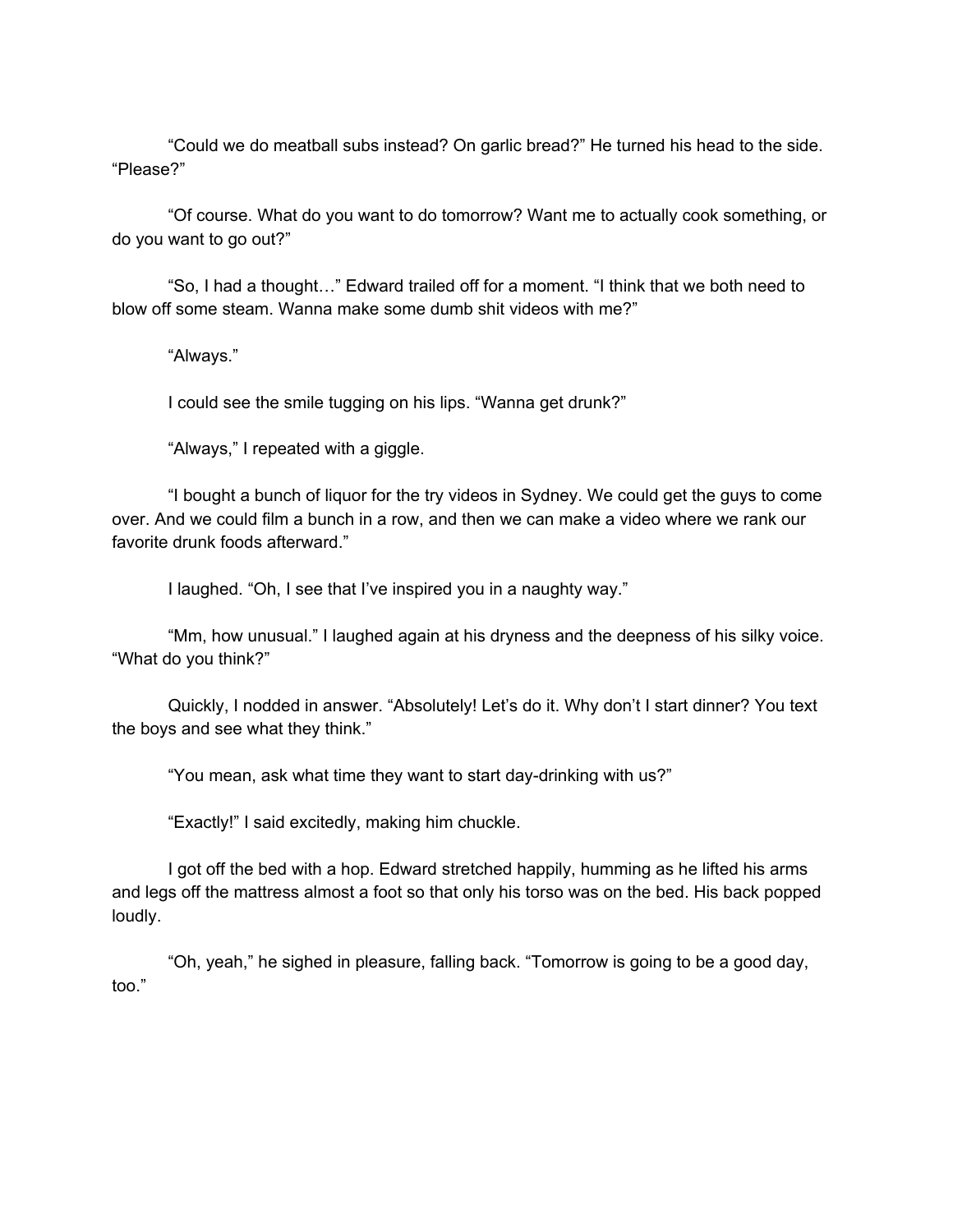“Could we do meatball subs instead? On garlic bread?” He turned his head to the side. “Please?”

“Of course. What do you want to do tomorrow? Want me to actually cook something, or do you want to go out?”

“So, I had a thought…” Edward trailed off for a moment. “I think that we both need to blow off some steam. Wanna make some dumb shit videos with me?”

“Always.”

I could see the smile tugging on his lips. “Wanna get drunk?”

“Always,” I repeated with a giggle.

“I bought a bunch of liquor for the try videos in Sydney. We could get the guys to come over. And we could film a bunch in a row, and then we can make a video where we rank our favorite drunk foods afterward.”

I laughed. “Oh, I see that I’ve inspired you in a naughty way.”

“Mm, how unusual.” I laughed again at his dryness and the deepness of his silky voice. “What do you think?”

Quickly, I nodded in answer. “Absolutely! Let’s do it. Why don’t I start dinner? You text the boys and see what they think.”

“You mean, ask what time they want to start day-drinking with us?”

“Exactly!” I said excitedly, making him chuckle.

I got off the bed with a hop. Edward stretched happily, humming as he lifted his arms and legs off the mattress almost a foot so that only his torso was on the bed. His back popped loudly.

“Oh, yeah,” he sighed in pleasure, falling back. “Tomorrow is going to be a good day, too.”